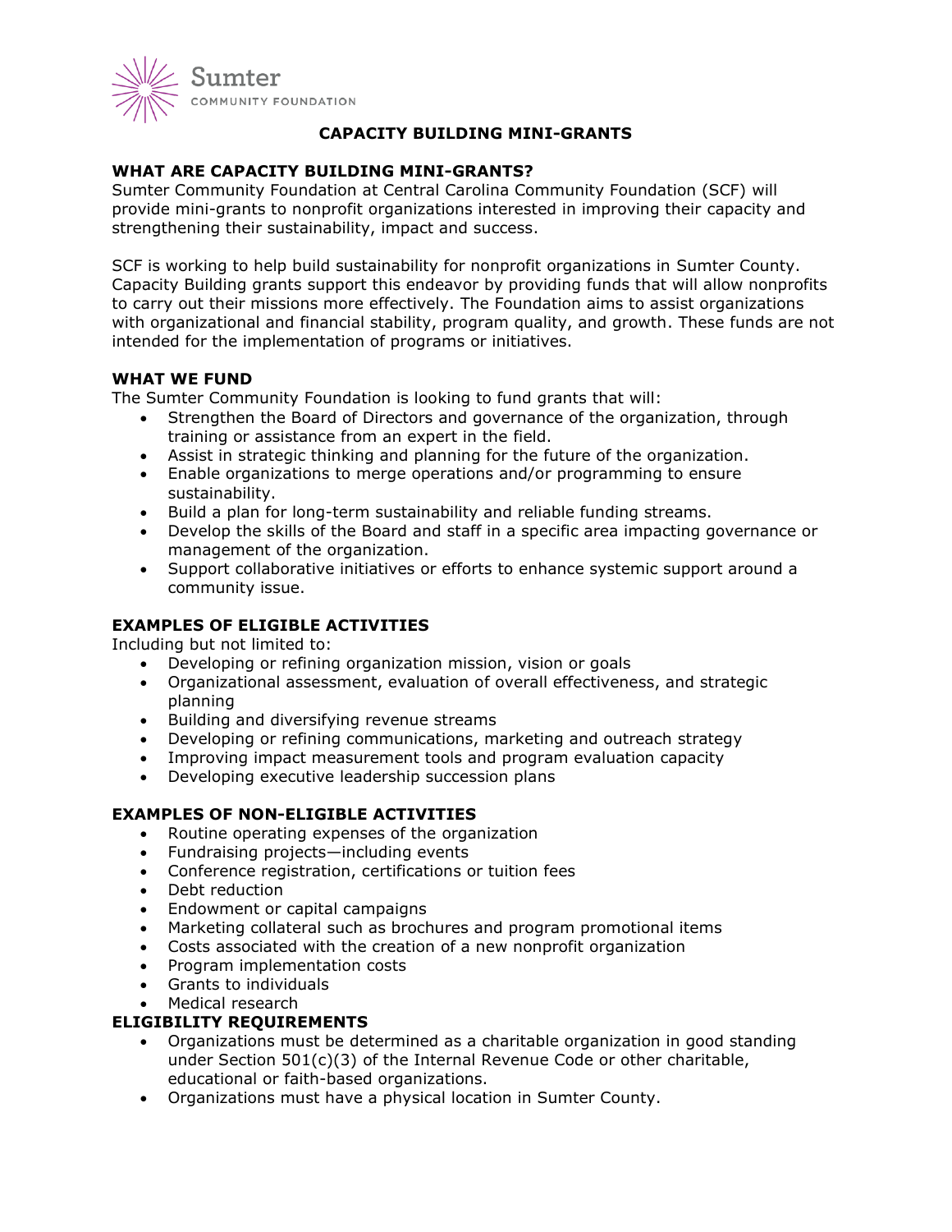Sumter
COMMUNITY FOUNDATION

# CAPACITY BUILDING MINI-GRANTS

## WHAT ARE CAPACITY BUILDING MINI-GRANTS?

Sumter Community Foundation at Central Carolina Community Foundation (SCF) will provide mini-grants to nonprofit organizations interested in improving their capacity and strengthening their sustainability, impact and success.

SCF is working to help build sustainability for nonprofit organizations in Sumter County. Capacity Building grants support this endeavor by providing funds that will allow nonprofits to carry out their missions more effectively. The Foundation aims to assist organizations with organizational and financial stability, program quality, and growth. These funds are not intended for the implementation of programs or initiatives.

## WHAT WE FUND

The Sumter Community Foundation is looking to fund grants that will:

- Strengthen the Board of Directors and governance of the organization, through training or assistance from an expert in the field.
- Assist in strategic thinking and planning for the future of the organization.
- Enable organizations to merge operations and/or programming to ensure sustainability.
- Build a plan for long-term sustainability and reliable funding streams.
- Develop the skills of the Board and staff in a specific area impacting governance or management of the organization.
- Support collaborative initiatives or efforts to enhance systemic support around a community issue.

## EXAMPLES OF ELIGIBLE ACTIVITIES

Including but not limited to:

- Developing or refining organization mission, vision or goals
- Organizational assessment, evaluation of overall effectiveness, and strategic planning
- Building and diversifying revenue streams
- Developing or refining communications, marketing and outreach strategy
- Improving impact measurement tools and program evaluation capacity
- Developing executive leadership succession plans

## EXAMPLES OF NON-ELIGIBLE ACTIVITIES

- Routine operating expenses of the organization
- Fundraising projects—including events
- Conference registration, certifications or tuition fees
- Debt reduction
- Endowment or capital campaigns
- Marketing collateral such as brochures and program promotional items
- Costs associated with the creation of a new nonprofit organization
- Program implementation costs
- Grants to individuals
- Medical research

## ELIGIBILITY REQUIREMENTS

- Organizations must be determined as a charitable organization in good standing under Section 501(c)(3) of the Internal Revenue Code or other charitable, educational or faith-based organizations.
- Organizations must have a physical location in Sumter County.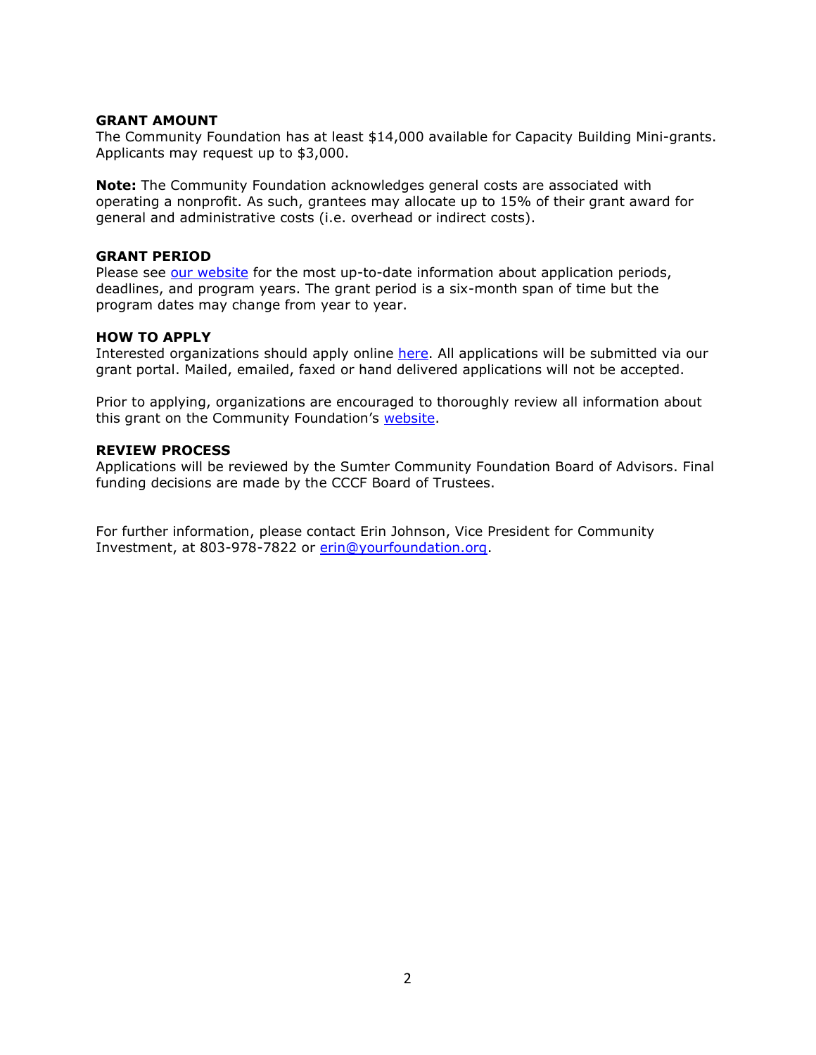**GRANT AMOUNT**
The Community Foundation has at least $14,000 available for Capacity Building Mini-grants. Applicants may request up to $3,000.

**Note:** The Community Foundation acknowledges general costs are associated with operating a nonprofit. As such, grantees may allocate up to 15% of their grant award for general and administrative costs (i.e. overhead or indirect costs).

**GRANT PERIOD**
Please see our website for the most up-to-date information about application periods, deadlines, and program years. The grant period is a six-month span of time but the program dates may change from year to year.

**HOW TO APPLY**
Interested organizations should apply online here. All applications will be submitted via our grant portal. Mailed, emailed, faxed or hand delivered applications will not be accepted.

Prior to applying, organizations are encouraged to thoroughly review all information about this grant on the Community Foundation's website.

**REVIEW PROCESS**
Applications will be reviewed by the Sumter Community Foundation Board of Advisors. Final funding decisions are made by the CCCF Board of Trustees.

For further information, please contact Erin Johnson, Vice President for Community Investment, at 803-978-7822 or erin@yourfoundation.org.